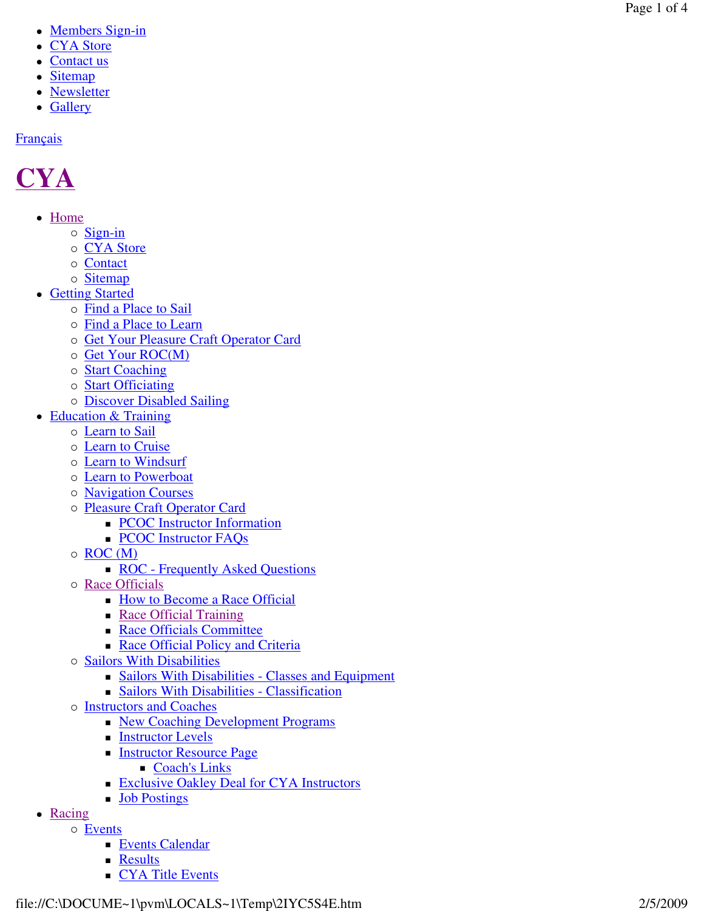- Members Sign-in
- CYA Store
- Contact us
- Sitemap
- Newsletter
- Gallery

Français

# CYA

- Home
  - Sign-in
  - CYA Store
  - Contact
  - Sitemap
- Getting Started
  - Find a Place to Sail
  - Find a Place to Learn
  - Get Your Pleasure Craft Operator Card
  - Get Your ROC(M)
  - Start Coaching
  - Start Officiating
  - Discover Disabled Sailing
- Education & Training
  - Learn to Sail
  - Learn to Cruise
  - Learn to Windsurf
  - Learn to Powerboat
  - Navigation Courses
  - Pleasure Craft Operator Card
    - PCOC Instructor Information
    - PCOC Instructor FAQs
  - ROC (M)
    - ROC - Frequently Asked Questions
  - Race Officials
    - How to Become a Race Official
    - Race Official Training
    - Race Officials Committee
    - Race Official Policy and Criteria
  - Sailors With Disabilities
    - Sailors With Disabilities - Classes and Equipment
    - Sailors With Disabilities - Classification
  - Instructors and Coaches
    - New Coaching Development Programs
    - Instructor Levels
    - Instructor Resource Page
      - Coach's Links
    - Exclusive Oakley Deal for CYA Instructors
    - Job Postings
- Racing
  - Events
    - Events Calendar
    - Results
    - CYA Title Events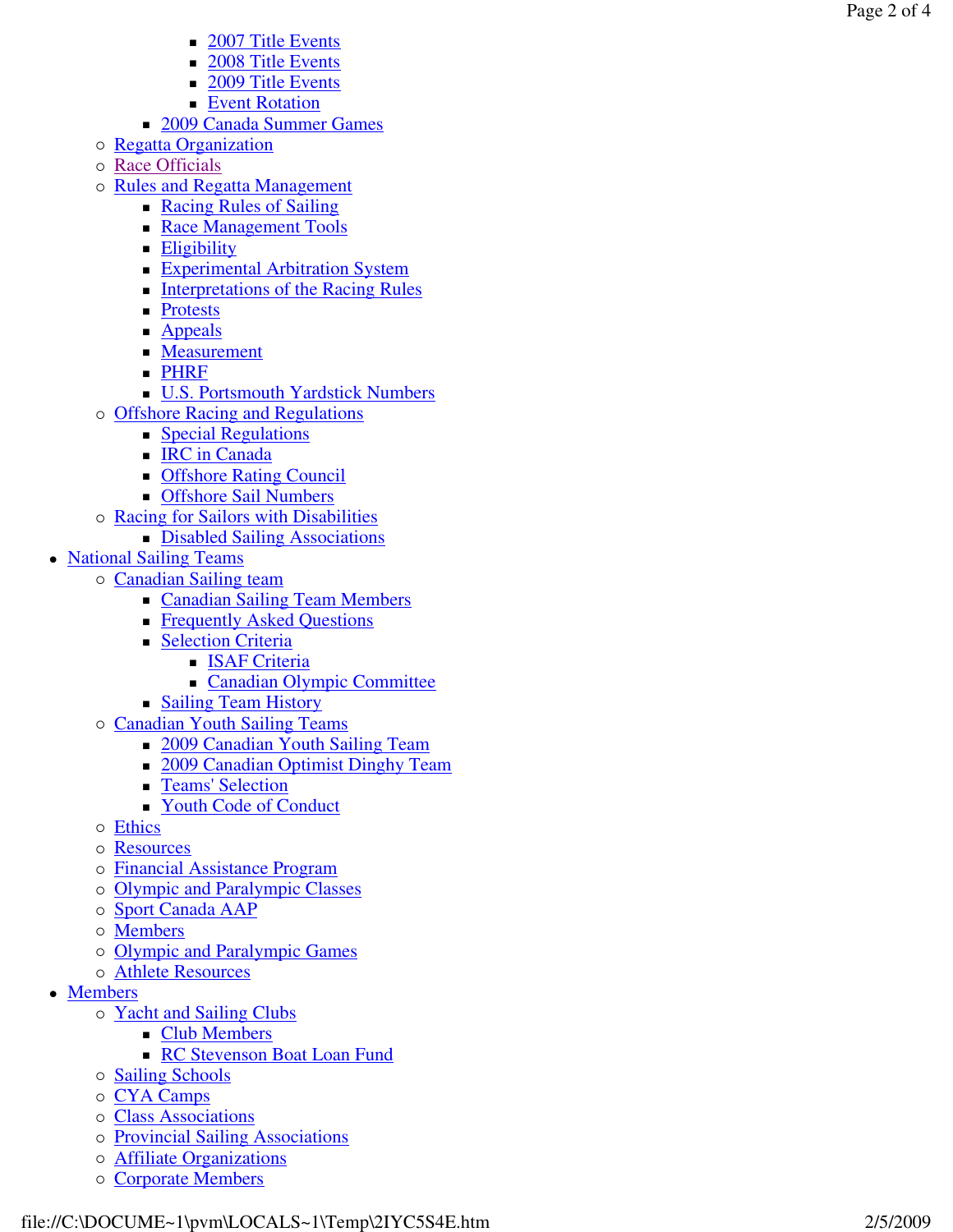- 2007 Title Events
            - 2008 Title Events
            - 2009 Title Events
            - Event Rotation
        - 2009 Canada Summer Games
    - Regatta Organization
    - Race Officials
    - Rules and Regatta Management
        - Racing Rules of Sailing
        - Race Management Tools
        - Eligibility
        - Experimental Arbitration System
        - Interpretations of the Racing Rules
        - Protests
        - Appeals
        - Measurement
        - PHRF
        - U.S. Portsmouth Yardstick Numbers
    - Offshore Racing and Regulations
        - Special Regulations
        - IRC in Canada
        - Offshore Rating Council
        - Offshore Sail Numbers
    - Racing for Sailors with Disabilities
        - Disabled Sailing Associations
- National Sailing Teams
    - Canadian Sailing team
        - Canadian Sailing Team Members
        - Frequently Asked Questions
        - Selection Criteria
            - ISAF Criteria
            - Canadian Olympic Committee
        - Sailing Team History
    - Canadian Youth Sailing Teams
        - 2009 Canadian Youth Sailing Team
        - 2009 Canadian Optimist Dinghy Team
        - Teams' Selection
        - Youth Code of Conduct
    - Ethics
    - Resources
    - Financial Assistance Program
    - Olympic and Paralympic Classes
    - Sport Canada AAP
    - Members
    - Olympic and Paralympic Games
    - Athlete Resources
- Members
    - Yacht and Sailing Clubs
        - Club Members
        - RC Stevenson Boat Loan Fund
    - Sailing Schools
    - CYA Camps
    - Class Associations
    - Provincial Sailing Associations
    - Affiliate Organizations
    - Corporate Members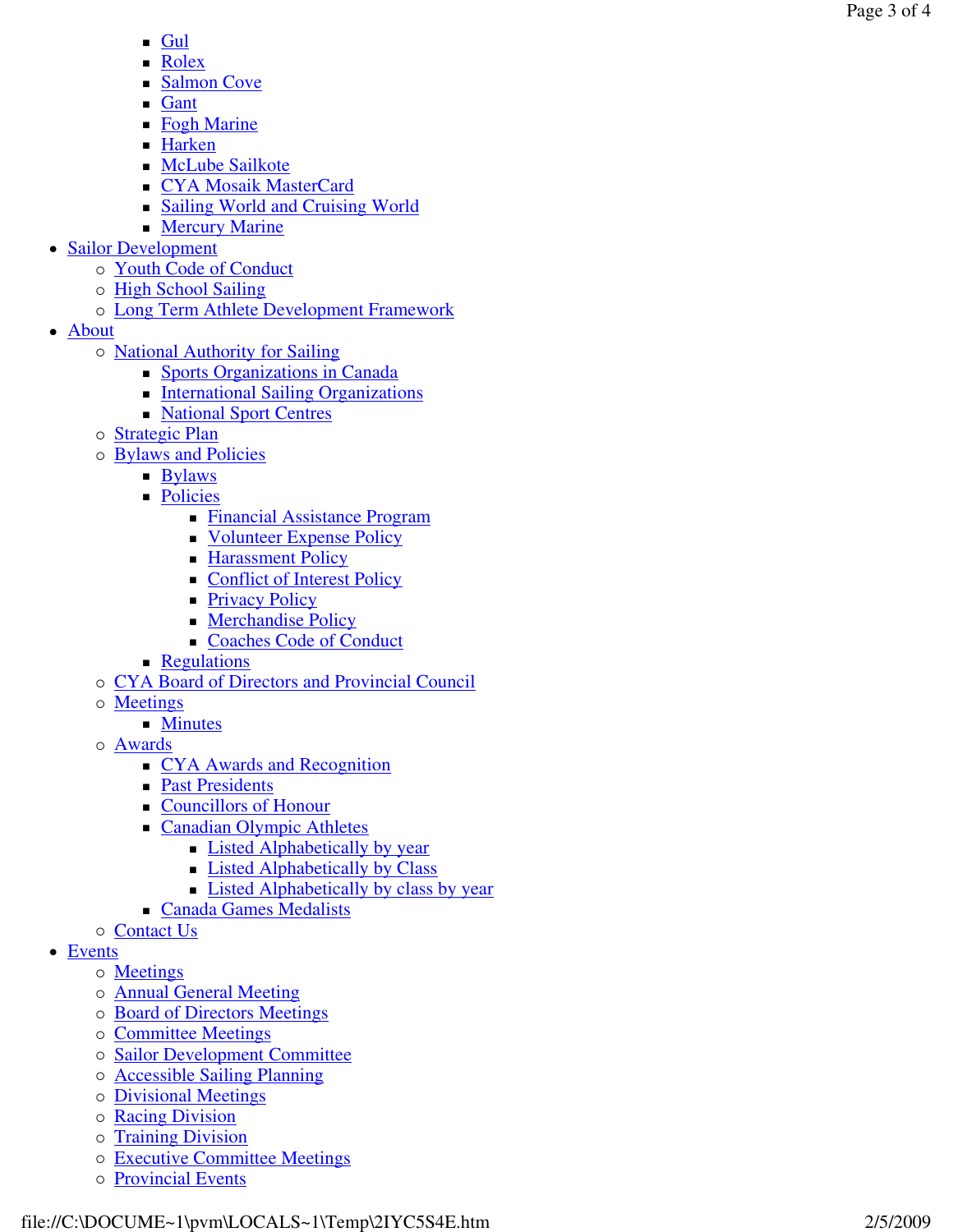- Gul
    - Rolex
    - Salmon Cove
    - Gant
    - Fogh Marine
    - Harken
    - McLube Sailkote
    - CYA Mosaik MasterCard
    - Sailing World and Cruising World
    - Mercury Marine
- Sailor Development
  - Youth Code of Conduct
  - High School Sailing
  - Long Term Athlete Development Framework
- About
  - National Authority for Sailing
    - Sports Organizations in Canada
    - International Sailing Organizations
    - National Sport Centres
  - Strategic Plan
  - Bylaws and Policies
    - Bylaws
    - Policies
      - Financial Assistance Program
      - Volunteer Expense Policy
      - Harassment Policy
      - Conflict of Interest Policy
      - Privacy Policy
      - Merchandise Policy
      - Coaches Code of Conduct
    - Regulations
  - CYA Board of Directors and Provincial Council
  - Meetings
    - Minutes
  - Awards
    - CYA Awards and Recognition
    - Past Presidents
    - Councillors of Honour
    - Canadian Olympic Athletes
      - Listed Alphabetically by year
      - Listed Alphabetically by Class
      - Listed Alphabetically by class by year
    - Canada Games Medalists
  - Contact Us
- Events
  - Meetings
  - Annual General Meeting
  - Board of Directors Meetings
  - Committee Meetings
  - Sailor Development Committee
  - Accessible Sailing Planning
  - Divisional Meetings
  - Racing Division
  - Training Division
  - Executive Committee Meetings
  - Provincial Events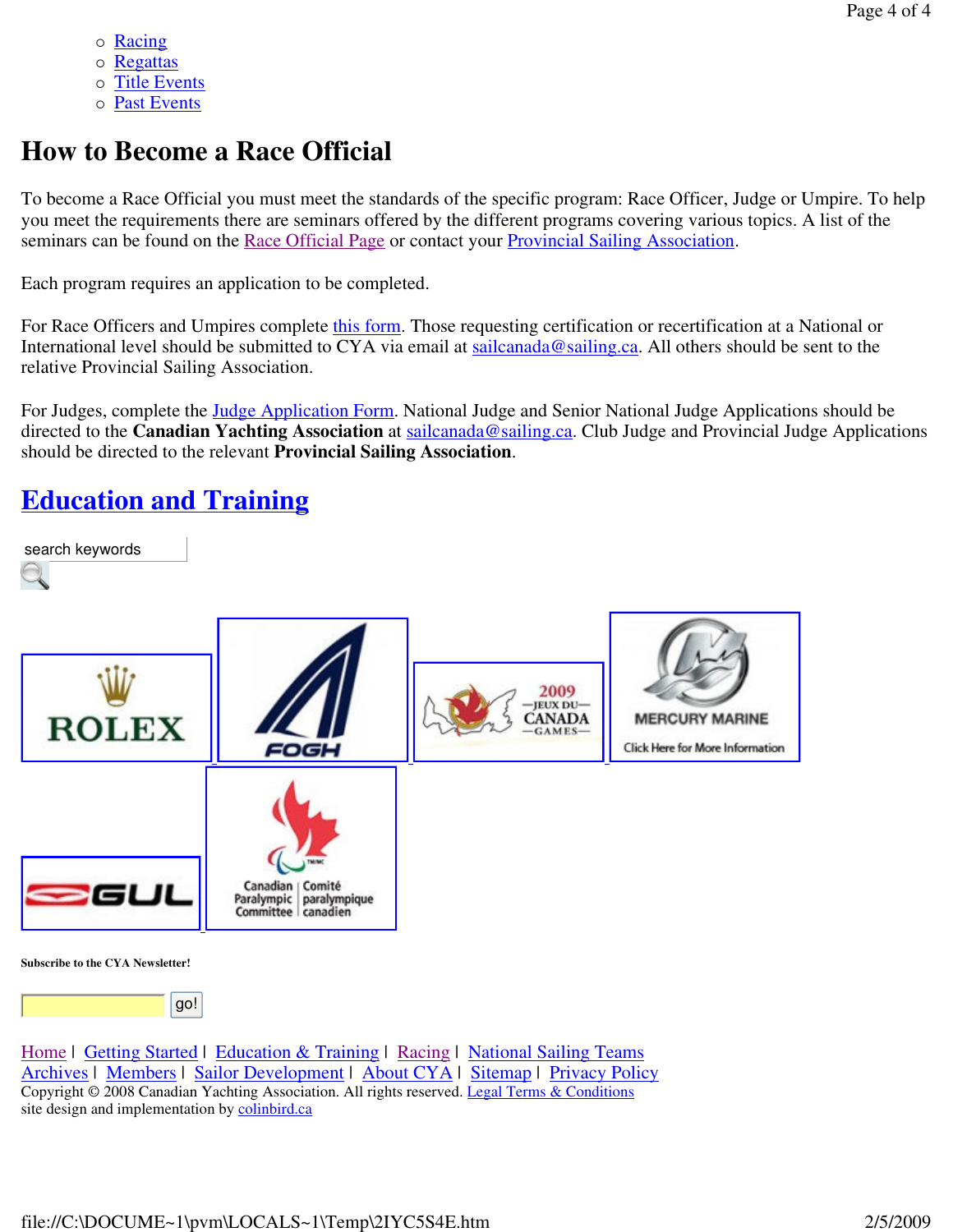- Racing
- Regattas
- Title Events
- Past Events

# How to Become a Race Official

To become a Race Official you must meet the standards of the specific program: Race Officer, Judge or Umpire. To help you meet the requirements there are seminars offered by the different programs covering various topics. A list of the seminars can be found on the Race Official Page or contact your Provincial Sailing Association.

Each program requires an application to be completed.

For Race Officers and Umpires complete this form. Those requesting certification or recertification at a National or International level should be submitted to CYA via email at sailcanada@sailing.ca. All others should be sent to the relative Provincial Sailing Association.

For Judges, complete the Judge Application Form. National Judge and Senior National Judge Applications should be directed to the **Canadian Yachting Association** at sailcanada@sailing.ca. Club Judge and Provincial Judge Applications should be directed to the relevant **Provincial Sailing Association**.

## Education and Training

search keywords

**Subscribe to the CYA Newsletter!**

go!

Home | Getting Started | Education & Training | Racing | National Sailing Teams
Archives | Members | Sailor Development | About CYA | Sitemap | Privacy Policy
Copyright © 2008 Canadian Yachting Association. All rights reserved. Legal Terms & Conditions
site design and implementation by colinbird.ca